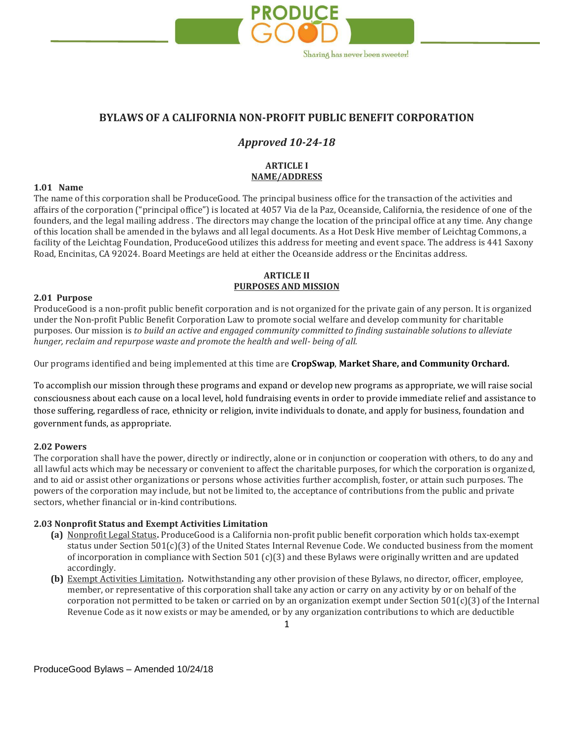# BYLAWS OF A CALIFORNIA NON-PROFIT PUBLIC BENEFIT CORPORATION

*Approved 10-24-18*

## ARTICLE I
## NAME/ADDRESS

### 1.01 Name

The name of this corporation shall be ProduceGood. The principal business office for the transaction of the activities and affairs of the corporation ("principal office") is located at 4057 Via de la Paz, Oceanside, California, the residence of one of the founders, and the legal mailing address . The directors may change the location of the principal office at any time. Any change of this location shall be amended in the bylaws and all legal documents. As a Hot Desk Hive member of Leichtag Commons, a facility of the Leichtag Foundation, ProduceGood utilizes this address for meeting and event space. The address is 441 Saxony Road, Encinitas, CA 92024. Board Meetings are held at either the Oceanside address or the Encinitas address.

## ARTICLE II
## PURPOSES AND MISSION

### 2.01 Purpose

ProduceGood is a non-profit public benefit corporation and is not organized for the private gain of any person. It is organized under the Non-profit Public Benefit Corporation Law to promote social welfare and develop community for charitable purposes. Our mission is *to build an active and engaged community committed to finding sustainable solutions to alleviate hunger, reclaim and repurpose waste and promote the health and well- being of all.*

Our programs identified and being implemented at this time are **CropSwap**, **Market Share, and Community Orchard.**

To accomplish our mission through these programs and expand or develop new programs as appropriate, we will raise social consciousness about each cause on a local level, hold fundraising events in order to provide immediate relief and assistance to those suffering, regardless of race, ethnicity or religion, invite individuals to donate, and apply for business, foundation and government funds, as appropriate.

### 2.02 Powers

The corporation shall have the power, directly or indirectly, alone or in conjunction or cooperation with others, to do any and all lawful acts which may be necessary or convenient to affect the charitable purposes, for which the corporation is organized, and to aid or assist other organizations or persons whose activities further accomplish, foster, or attain such purposes. The powers of the corporation may include, but not be limited to, the acceptance of contributions from the public and private sectors, whether financial or in-kind contributions.

### 2.03 Nonprofit Status and Exempt Activities Limitation

**(a)** Nonprofit Legal Status**.** ProduceGood is a California non-profit public benefit corporation which holds tax-exempt status under Section 501(c)(3) of the United States Internal Revenue Code. We conducted business from the moment of incorporation in compliance with Section 501 (c)(3) and these Bylaws were originally written and are updated accordingly.

**(b)** Exempt Activities Limitation**.** Notwithstanding any other provision of these Bylaws, no director, officer, employee, member, or representative of this corporation shall take any action or carry on any activity by or on behalf of the corporation not permitted to be taken or carried on by an organization exempt under Section 501(c)(3) of the Internal Revenue Code as it now exists or may be amended, or by any organization contributions to which are deductible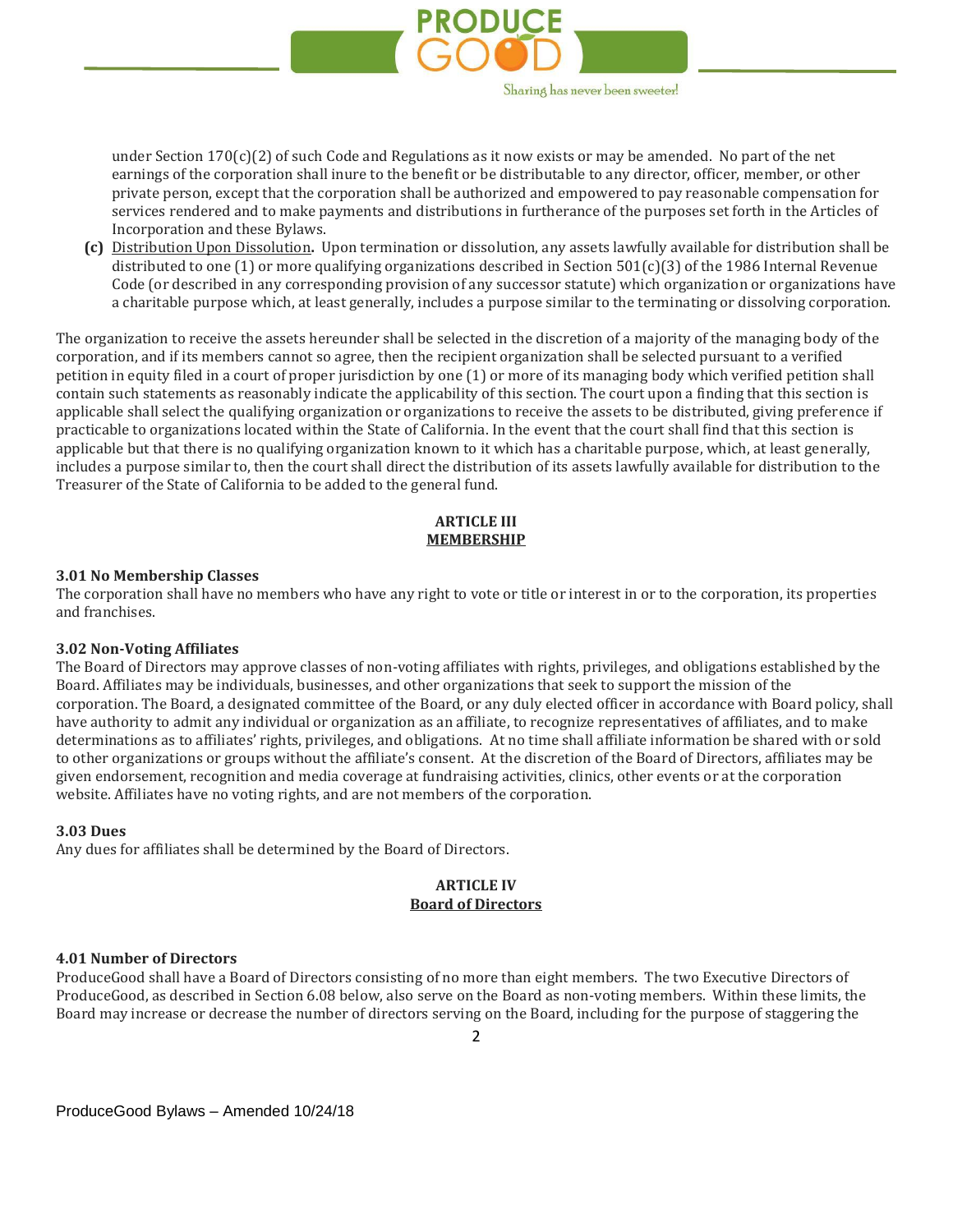under Section 170(c)(2) of such Code and Regulations as it now exists or may be amended. No part of the net earnings of the corporation shall inure to the benefit or be distributable to any director, officer, member, or other private person, except that the corporation shall be authorized and empowered to pay reasonable compensation for services rendered and to make payments and distributions in furtherance of the purposes set forth in the Articles of Incorporation and these Bylaws.

**(c)** Distribution Upon Dissolution**.** Upon termination or dissolution, any assets lawfully available for distribution shall be distributed to one (1) or more qualifying organizations described in Section 501(c)(3) of the 1986 Internal Revenue Code (or described in any corresponding provision of any successor statute) which organization or organizations have a charitable purpose which, at least generally, includes a purpose similar to the terminating or dissolving corporation.

The organization to receive the assets hereunder shall be selected in the discretion of a majority of the managing body of the corporation, and if its members cannot so agree, then the recipient organization shall be selected pursuant to a verified petition in equity filed in a court of proper jurisdiction by one (1) or more of its managing body which verified petition shall contain such statements as reasonably indicate the applicability of this section. The court upon a finding that this section is applicable shall select the qualifying organization or organizations to receive the assets to be distributed, giving preference if practicable to organizations located within the State of California. In the event that the court shall find that this section is applicable but that there is no qualifying organization known to it which has a charitable purpose, which, at least generally, includes a purpose similar to, then the court shall direct the distribution of its assets lawfully available for distribution to the Treasurer of the State of California to be added to the general fund.

## ARTICLE III
## MEMBERSHIP

### 3.01 No Membership Classes

The corporation shall have no members who have any right to vote or title or interest in or to the corporation, its properties and franchises.

### 3.02 Non-Voting Affiliates

The Board of Directors may approve classes of non-voting affiliates with rights, privileges, and obligations established by the Board. Affiliates may be individuals, businesses, and other organizations that seek to support the mission of the corporation. The Board, a designated committee of the Board, or any duly elected officer in accordance with Board policy, shall have authority to admit any individual or organization as an affiliate, to recognize representatives of affiliates, and to make determinations as to affiliates' rights, privileges, and obligations. At no time shall affiliate information be shared with or sold to other organizations or groups without the affiliate's consent. At the discretion of the Board of Directors, affiliates may be given endorsement, recognition and media coverage at fundraising activities, clinics, other events or at the corporation website. Affiliates have no voting rights, and are not members of the corporation.

### 3.03 Dues

Any dues for affiliates shall be determined by the Board of Directors.

## ARTICLE IV
## Board of Directors

### 4.01 Number of Directors

ProduceGood shall have a Board of Directors consisting of no more than eight members. The two Executive Directors of ProduceGood, as described in Section 6.08 below, also serve on the Board as non-voting members. Within these limits, the Board may increase or decrease the number of directors serving on the Board, including for the purpose of staggering the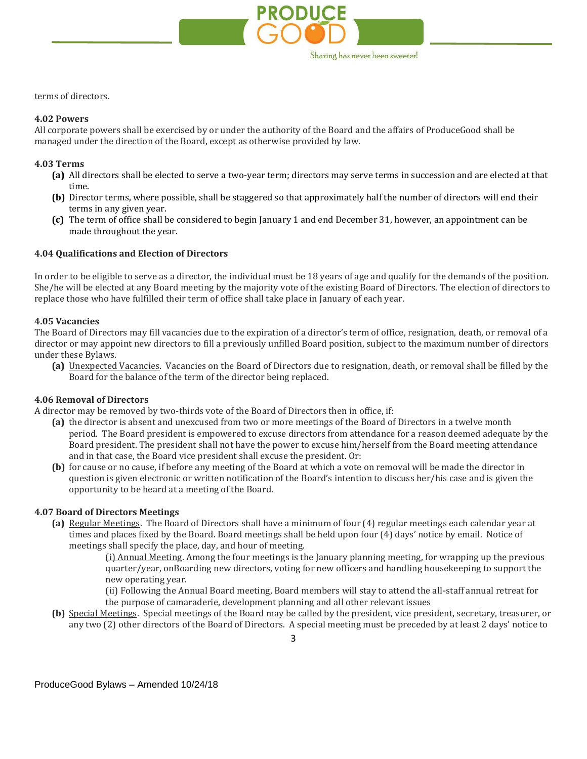terms of directors.

### 4.02 Powers

All corporate powers shall be exercised by or under the authority of the Board and the affairs of ProduceGood shall be managed under the direction of the Board, except as otherwise provided by law.

### 4.03 Terms

- **(a)** All directors shall be elected to serve a two-year term; directors may serve terms in succession and are elected at that time.
- **(b)** Director terms, where possible, shall be staggered so that approximately half the number of directors will end their terms in any given year.
- **(c)** The term of office shall be considered to begin January 1 and end December 31, however, an appointment can be made throughout the year.

### 4.04 Qualifications and Election of Directors

In order to be eligible to serve as a director, the individual must be 18 years of age and qualify for the demands of the position. She/he will be elected at any Board meeting by the majority vote of the existing Board of Directors. The election of directors to replace those who have fulfilled their term of office shall take place in January of each year.

### 4.05 Vacancies

The Board of Directors may fill vacancies due to the expiration of a director's term of office, resignation, death, or removal of a director or may appoint new directors to fill a previously unfilled Board position, subject to the maximum number of directors under these Bylaws.

- **(a)** Unexpected Vacancies. Vacancies on the Board of Directors due to resignation, death, or removal shall be filled by the Board for the balance of the term of the director being replaced.

### 4.06 Removal of Directors

A director may be removed by two-thirds vote of the Board of Directors then in office, if:

- **(a)** the director is absent and unexcused from two or more meetings of the Board of Directors in a twelve month period. The Board president is empowered to excuse directors from attendance for a reason deemed adequate by the Board president. The president shall not have the power to excuse him/herself from the Board meeting attendance and in that case, the Board vice president shall excuse the president. Or:
- **(b)** for cause or no cause, if before any meeting of the Board at which a vote on removal will be made the director in question is given electronic or written notification of the Board's intention to discuss her/his case and is given the opportunity to be heard at a meeting of the Board.

### 4.07 Board of Directors Meetings

- **(a)** Regular Meetings. The Board of Directors shall have a minimum of four (4) regular meetings each calendar year at times and places fixed by the Board. Board meetings shall be held upon four (4) days' notice by email. Notice of meetings shall specify the place, day, and hour of meeting.
  - (i) Annual Meeting. Among the four meetings is the January planning meeting, for wrapping up the previous quarter/year, onBoarding new directors, voting for new officers and handling housekeeping to support the new operating year.
  - (ii) Following the Annual Board meeting, Board members will stay to attend the all-staff annual retreat for the purpose of camaraderie, development planning and all other relevant issues
- **(b)** Special Meetings. Special meetings of the Board may be called by the president, vice president, secretary, treasurer, or any two (2) other directors of the Board of Directors. A special meeting must be preceded by at least 2 days' notice to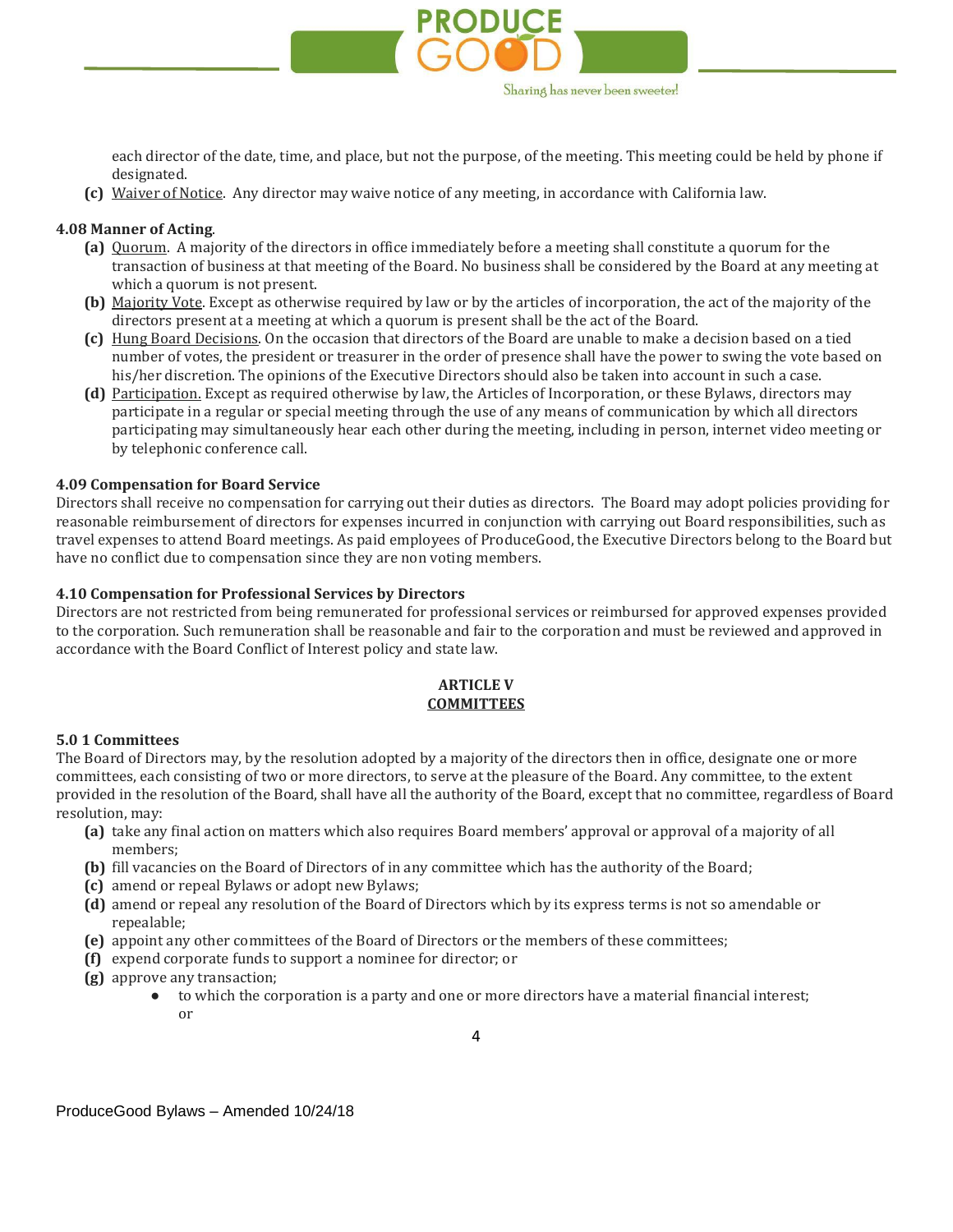each director of the date, time, and place, but not the purpose, of the meeting. This meeting could be held by phone if designated.

**(c)** Waiver of Notice. Any director may waive notice of any meeting, in accordance with California law.

**4.08 Manner of Acting**.

**(a)** Quorum. A majority of the directors in office immediately before a meeting shall constitute a quorum for the transaction of business at that meeting of the Board. No business shall be considered by the Board at any meeting at which a quorum is not present.

**(b)** Majority Vote. Except as otherwise required by law or by the articles of incorporation, the act of the majority of the directors present at a meeting at which a quorum is present shall be the act of the Board.

**(c)** Hung Board Decisions. On the occasion that directors of the Board are unable to make a decision based on a tied number of votes, the president or treasurer in the order of presence shall have the power to swing the vote based on his/her discretion. The opinions of the Executive Directors should also be taken into account in such a case.

**(d)** Participation. Except as required otherwise by law, the Articles of Incorporation, or these Bylaws, directors may participate in a regular or special meeting through the use of any means of communication by which all directors participating may simultaneously hear each other during the meeting, including in person, internet video meeting or by telephonic conference call.

**4.09 Compensation for Board Service**

Directors shall receive no compensation for carrying out their duties as directors. The Board may adopt policies providing for reasonable reimbursement of directors for expenses incurred in conjunction with carrying out Board responsibilities, such as travel expenses to attend Board meetings. As paid employees of ProduceGood, the Executive Directors belong to the Board but have no conflict due to compensation since they are non voting members.

**4.10 Compensation for Professional Services by Directors**

Directors are not restricted from being remunerated for professional services or reimbursed for approved expenses provided to the corporation. Such remuneration shall be reasonable and fair to the corporation and must be reviewed and approved in accordance with the Board Conflict of Interest policy and state law.

## ARTICLE V
## COMMITTEES

**5.0 1 Committees**

The Board of Directors may, by the resolution adopted by a majority of the directors then in office, designate one or more committees, each consisting of two or more directors, to serve at the pleasure of the Board. Any committee, to the extent provided in the resolution of the Board, shall have all the authority of the Board, except that no committee, regardless of Board resolution, may:

**(a)** take any final action on matters which also requires Board members' approval or approval of a majority of all members;

**(b)** fill vacancies on the Board of Directors of in any committee which has the authority of the Board;

**(c)** amend or repeal Bylaws or adopt new Bylaws;

**(d)** amend or repeal any resolution of the Board of Directors which by its express terms is not so amendable or repealable;

**(e)** appoint any other committees of the Board of Directors or the members of these committees;

**(f)** expend corporate funds to support a nominee for director; or

**(g)** approve any transaction;

- to which the corporation is a party and one or more directors have a material financial interest; or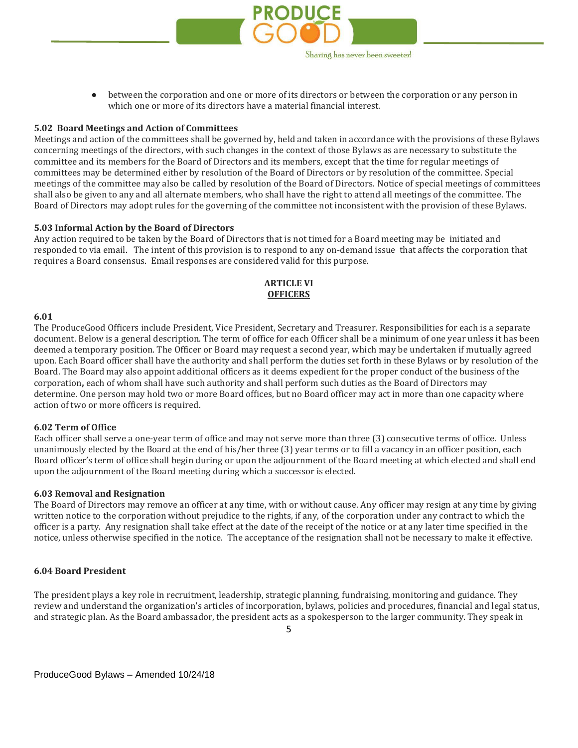- between the corporation and one or more of its directors or between the corporation or any person in which one or more of its directors have a material financial interest.

**5.02 Board Meetings and Action of Committees**

Meetings and action of the committees shall be governed by, held and taken in accordance with the provisions of these Bylaws concerning meetings of the directors, with such changes in the context of those Bylaws as are necessary to substitute the committee and its members for the Board of Directors and its members, except that the time for regular meetings of committees may be determined either by resolution of the Board of Directors or by resolution of the committee. Special meetings of the committee may also be called by resolution of the Board of Directors. Notice of special meetings of committees shall also be given to any and all alternate members, who shall have the right to attend all meetings of the committee. The Board of Directors may adopt rules for the governing of the committee not inconsistent with the provision of these Bylaws.

**5.03 Informal Action by the Board of Directors**

Any action required to be taken by the Board of Directors that is not timed for a Board meeting may be initiated and responded to via email. The intent of this provision is to respond to any on-demand issue that affects the corporation that requires a Board consensus. Email responses are considered valid for this purpose.

## ARTICLE VI
## OFFICERS

**6.01**

The ProduceGood Officers include President, Vice President, Secretary and Treasurer. Responsibilities for each is a separate document. Below is a general description. The term of office for each Officer shall be a minimum of one year unless it has been deemed a temporary position. The Officer or Board may request a second year, which may be undertaken if mutually agreed upon. Each Board officer shall have the authority and shall perform the duties set forth in these Bylaws or by resolution of the Board. The Board may also appoint additional officers as it deems expedient for the proper conduct of the business of the corporation**,** each of whom shall have such authority and shall perform such duties as the Board of Directors may determine. One person may hold two or more Board offices, but no Board officer may act in more than one capacity where action of two or more officers is required.

**6.02 Term of Office**

Each officer shall serve a one-year term of office and may not serve more than three (3) consecutive terms of office. Unless unanimously elected by the Board at the end of his/her three (3) year terms or to fill a vacancy in an officer position, each Board officer's term of office shall begin during or upon the adjournment of the Board meeting at which elected and shall end upon the adjournment of the Board meeting during which a successor is elected.

**6.03 Removal and Resignation**

The Board of Directors may remove an officer at any time, with or without cause. Any officer may resign at any time by giving written notice to the corporation without prejudice to the rights, if any, of the corporation under any contract to which the officer is a party. Any resignation shall take effect at the date of the receipt of the notice or at any later time specified in the notice, unless otherwise specified in the notice. The acceptance of the resignation shall not be necessary to make it effective.

**6.04 Board President**

The president plays a key role in recruitment, leadership, strategic planning, fundraising, monitoring and guidance. They review and understand the organization's articles of incorporation, bylaws, policies and procedures, financial and legal status, and strategic plan. As the Board ambassador, the president acts as a spokesperson to the larger community. They speak in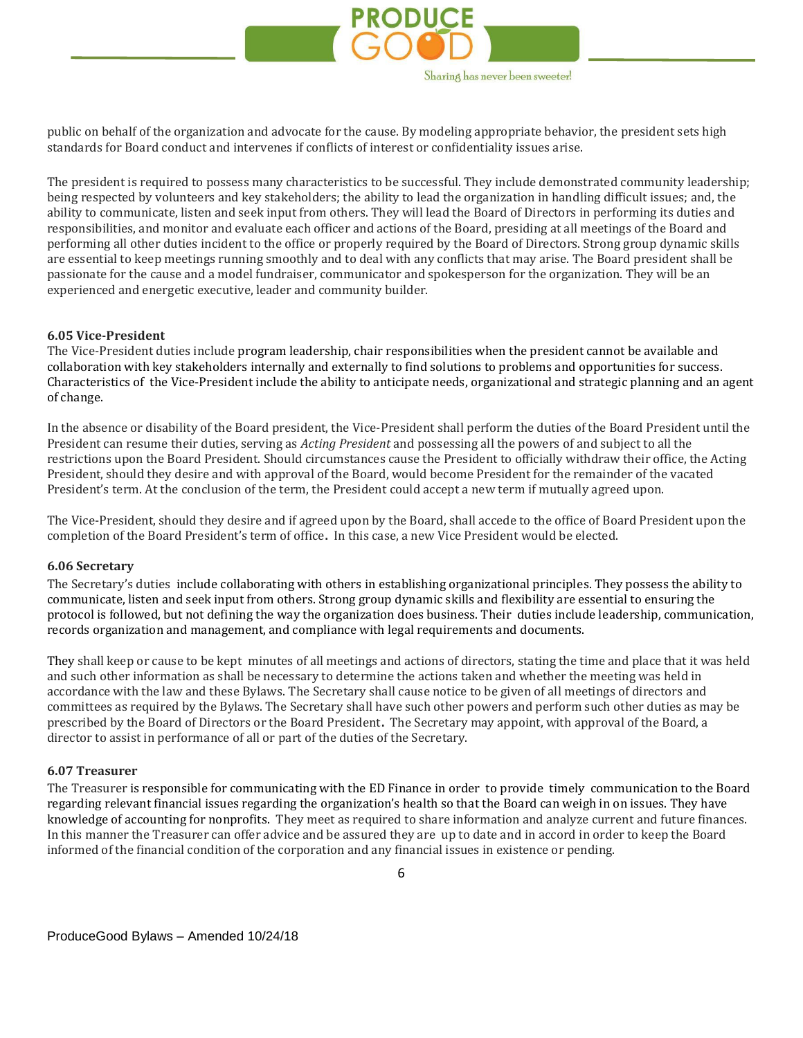public on behalf of the organization and advocate for the cause. By modeling appropriate behavior, the president sets high standards for Board conduct and intervenes if conflicts of interest or confidentiality issues arise.

The president is required to possess many characteristics to be successful. They include demonstrated community leadership; being respected by volunteers and key stakeholders; the ability to lead the organization in handling difficult issues; and, the ability to communicate, listen and seek input from others. They will lead the Board of Directors in performing its duties and responsibilities, and monitor and evaluate each officer and actions of the Board, presiding at all meetings of the Board and performing all other duties incident to the office or properly required by the Board of Directors. Strong group dynamic skills are essential to keep meetings running smoothly and to deal with any conflicts that may arise. The Board president shall be passionate for the cause and a model fundraiser, communicator and spokesperson for the organization. They will be an experienced and energetic executive, leader and community builder.

**6.05 Vice-President**

The Vice-President duties include program leadership, chair responsibilities when the president cannot be available and collaboration with key stakeholders internally and externally to find solutions to problems and opportunities for success. Characteristics of the Vice-President include the ability to anticipate needs, organizational and strategic planning and an agent of change.

In the absence or disability of the Board president, the Vice-President shall perform the duties of the Board President until the President can resume their duties, serving as *Acting President* and possessing all the powers of and subject to all the restrictions upon the Board President. Should circumstances cause the President to officially withdraw their office, the Acting President, should they desire and with approval of the Board, would become President for the remainder of the vacated President's term. At the conclusion of the term, the President could accept a new term if mutually agreed upon.

The Vice-President, should they desire and if agreed upon by the Board, shall accede to the office of Board President upon the completion of the Board President's term of office. In this case, a new Vice President would be elected.

**6.06 Secretary**

The Secretary's duties include collaborating with others in establishing organizational principles. They possess the ability to communicate, listen and seek input from others. Strong group dynamic skills and flexibility are essential to ensuring the protocol is followed, but not defining the way the organization does business. Their duties include leadership, communication, records organization and management, and compliance with legal requirements and documents.

They shall keep or cause to be kept minutes of all meetings and actions of directors, stating the time and place that it was held and such other information as shall be necessary to determine the actions taken and whether the meeting was held in accordance with the law and these Bylaws. The Secretary shall cause notice to be given of all meetings of directors and committees as required by the Bylaws. The Secretary shall have such other powers and perform such other duties as may be prescribed by the Board of Directors or the Board President. The Secretary may appoint, with approval of the Board, a director to assist in performance of all or part of the duties of the Secretary.

**6.07 Treasurer**

The Treasurer is responsible for communicating with the ED Finance in order to provide timely communication to the Board regarding relevant financial issues regarding the organization's health so that the Board can weigh in on issues. They have knowledge of accounting for nonprofits. They meet as required to share information and analyze current and future finances. In this manner the Treasurer can offer advice and be assured they are up to date and in accord in order to keep the Board informed of the financial condition of the corporation and any financial issues in existence or pending.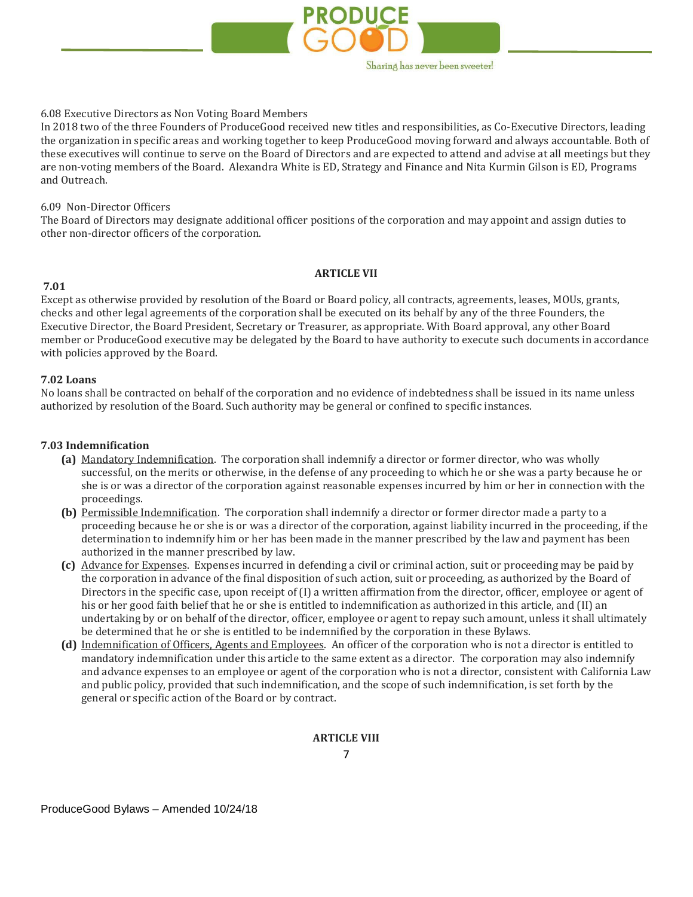6.08 Executive Directors as Non Voting Board Members

In 2018 two of the three Founders of ProduceGood received new titles and responsibilities, as Co-Executive Directors, leading the organization in specific areas and working together to keep ProduceGood moving forward and always accountable. Both of these executives will continue to serve on the Board of Directors and are expected to attend and advise at all meetings but they are non-voting members of the Board. Alexandra White is ED, Strategy and Finance and Nita Kurmin Gilson is ED, Programs and Outreach.

6.09 Non-Director Officers

The Board of Directors may designate additional officer positions of the corporation and may appoint and assign duties to other non-director officers of the corporation.

## ARTICLE VII

**7.01**

Except as otherwise provided by resolution of the Board or Board policy, all contracts, agreements, leases, MOUs, grants, checks and other legal agreements of the corporation shall be executed on its behalf by any of the three Founders, the Executive Director, the Board President, Secretary or Treasurer, as appropriate. With Board approval, any other Board member or ProduceGood executive may be delegated by the Board to have authority to execute such documents in accordance with policies approved by the Board.

**7.02 Loans**

No loans shall be contracted on behalf of the corporation and no evidence of indebtedness shall be issued in its name unless authorized by resolution of the Board. Such authority may be general or confined to specific instances.

**7.03 Indemnification**

- **(a)** Mandatory Indemnification. The corporation shall indemnify a director or former director, who was wholly successful, on the merits or otherwise, in the defense of any proceeding to which he or she was a party because he or she is or was a director of the corporation against reasonable expenses incurred by him or her in connection with the proceedings.
- **(b)** Permissible Indemnification. The corporation shall indemnify a director or former director made a party to a proceeding because he or she is or was a director of the corporation, against liability incurred in the proceeding, if the determination to indemnify him or her has been made in the manner prescribed by the law and payment has been authorized in the manner prescribed by law.
- **(c)** Advance for Expenses. Expenses incurred in defending a civil or criminal action, suit or proceeding may be paid by the corporation in advance of the final disposition of such action, suit or proceeding, as authorized by the Board of Directors in the specific case, upon receipt of (I) a written affirmation from the director, officer, employee or agent of his or her good faith belief that he or she is entitled to indemnification as authorized in this article, and (II) an undertaking by or on behalf of the director, officer, employee or agent to repay such amount, unless it shall ultimately be determined that he or she is entitled to be indemnified by the corporation in these Bylaws.
- **(d)** Indemnification of Officers, Agents and Employees. An officer of the corporation who is not a director is entitled to mandatory indemnification under this article to the same extent as a director. The corporation may also indemnify and advance expenses to an employee or agent of the corporation who is not a director, consistent with California Law and public policy, provided that such indemnification, and the scope of such indemnification, is set forth by the general or specific action of the Board or by contract.

## ARTICLE VIII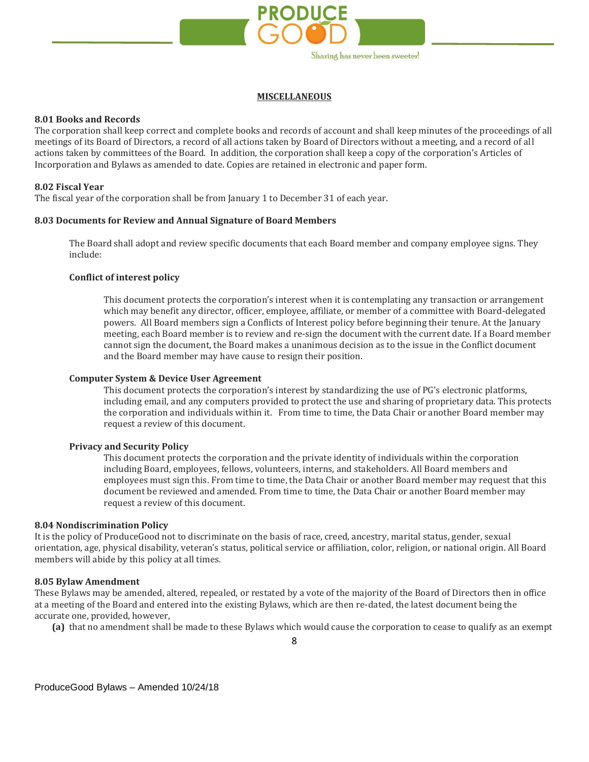## MISCELLANEOUS

**8.01 Books and Records**
The corporation shall keep correct and complete books and records of account and shall keep minutes of the proceedings of all meetings of its Board of Directors, a record of all actions taken by Board of Directors without a meeting, and a record of all actions taken by committees of the Board. In addition, the corporation shall keep a copy of the corporation's Articles of Incorporation and Bylaws as amended to date. Copies are retained in electronic and paper form.

**8.02 Fiscal Year**
The fiscal year of the corporation shall be from January 1 to December 31 of each year.

**8.03 Documents for Review and Annual Signature of Board Members**

The Board shall adopt and review specific documents that each Board member and company employee signs. They include:

**Conflict of interest policy**

This document protects the corporation's interest when it is contemplating any transaction or arrangement which may benefit any director, officer, employee, affiliate, or member of a committee with Board-delegated powers. All Board members sign a Conflicts of Interest policy before beginning their tenure. At the January meeting, each Board member is to review and re-sign the document with the current date. If a Board member cannot sign the document, the Board makes a unanimous decision as to the issue in the Conflict document and the Board member may have cause to resign their position.

**Computer System & Device User Agreement**

This document protects the corporation's interest by standardizing the use of PG's electronic platforms, including email, and any computers provided to protect the use and sharing of proprietary data. This protects the corporation and individuals within it. From time to time, the Data Chair or another Board member may request a review of this document.

**Privacy and Security Policy**

This document protects the corporation and the private identity of individuals within the corporation including Board, employees, fellows, volunteers, interns, and stakeholders. All Board members and employees must sign this. From time to time, the Data Chair or another Board member may request that this document be reviewed and amended. From time to time, the Data Chair or another Board member may request a review of this document.

**8.04 Nondiscrimination Policy**
It is the policy of ProduceGood not to discriminate on the basis of race, creed, ancestry, marital status, gender, sexual orientation, age, physical disability, veteran's status, political service or affiliation, color, religion, or national origin. All Board members will abide by this policy at all times.

**8.05 Bylaw Amendment**
These Bylaws may be amended, altered, repealed, or restated by a vote of the majority of the Board of Directors then in office at a meeting of the Board and entered into the existing Bylaws, which are then re-dated, the latest document being the accurate one, provided, however,

**(a)** that no amendment shall be made to these Bylaws which would cause the corporation to cease to qualify as an exempt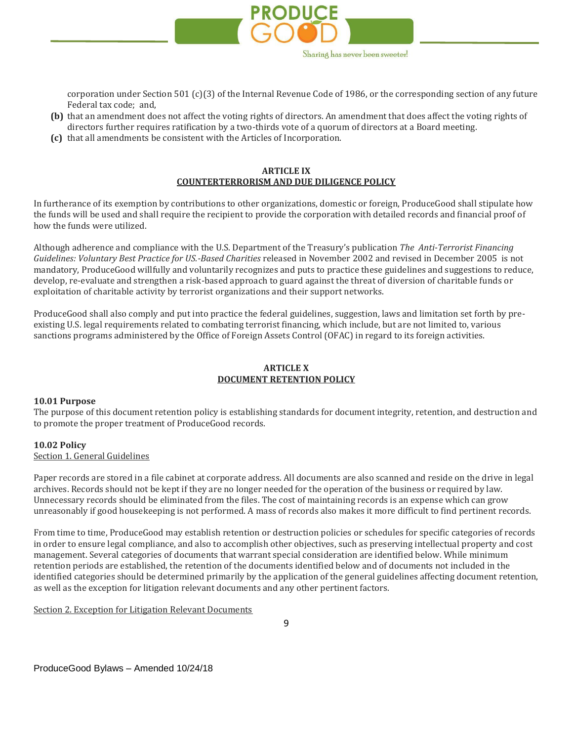corporation under Section 501 (c)(3) of the Internal Revenue Code of 1986, or the corresponding section of any future Federal tax code; and,

**(b)** that an amendment does not affect the voting rights of directors. An amendment that does affect the voting rights of directors further requires ratification by a two-thirds vote of a quorum of directors at a Board meeting.

**(c)** that all amendments be consistent with the Articles of Incorporation.

## ARTICLE IX
## COUNTERTERRORISM AND DUE DILIGENCE POLICY

In furtherance of its exemption by contributions to other organizations, domestic or foreign, ProduceGood shall stipulate how the funds will be used and shall require the recipient to provide the corporation with detailed records and financial proof of how the funds were utilized.

Although adherence and compliance with the U.S. Department of the Treasury's publication *The Anti-Terrorist Financing Guidelines: Voluntary Best Practice for US.-Based Charities* released in November 2002 and revised in December 2005 is not mandatory, ProduceGood willfully and voluntarily recognizes and puts to practice these guidelines and suggestions to reduce, develop, re-evaluate and strengthen a risk-based approach to guard against the threat of diversion of charitable funds or exploitation of charitable activity by terrorist organizations and their support networks.

ProduceGood shall also comply and put into practice the federal guidelines, suggestion, laws and limitation set forth by pre-existing U.S. legal requirements related to combating terrorist financing, which include, but are not limited to, various sanctions programs administered by the Office of Foreign Assets Control (OFAC) in regard to its foreign activities.

## ARTICLE X
## DOCUMENT RETENTION POLICY

**10.01 Purpose**

The purpose of this document retention policy is establishing standards for document integrity, retention, and destruction and to promote the proper treatment of ProduceGood records.

**10.02 Policy**

Section 1. General Guidelines

Paper records are stored in a file cabinet at corporate address. All documents are also scanned and reside on the drive in legal archives. Records should not be kept if they are no longer needed for the operation of the business or required by law. Unnecessary records should be eliminated from the files. The cost of maintaining records is an expense which can grow unreasonably if good housekeeping is not performed. A mass of records also makes it more difficult to find pertinent records.

From time to time, ProduceGood may establish retention or destruction policies or schedules for specific categories of records in order to ensure legal compliance, and also to accomplish other objectives, such as preserving intellectual property and cost management. Several categories of documents that warrant special consideration are identified below. While minimum retention periods are established, the retention of the documents identified below and of documents not included in the identified categories should be determined primarily by the application of the general guidelines affecting document retention, as well as the exception for litigation relevant documents and any other pertinent factors.

Section 2. Exception for Litigation Relevant Documents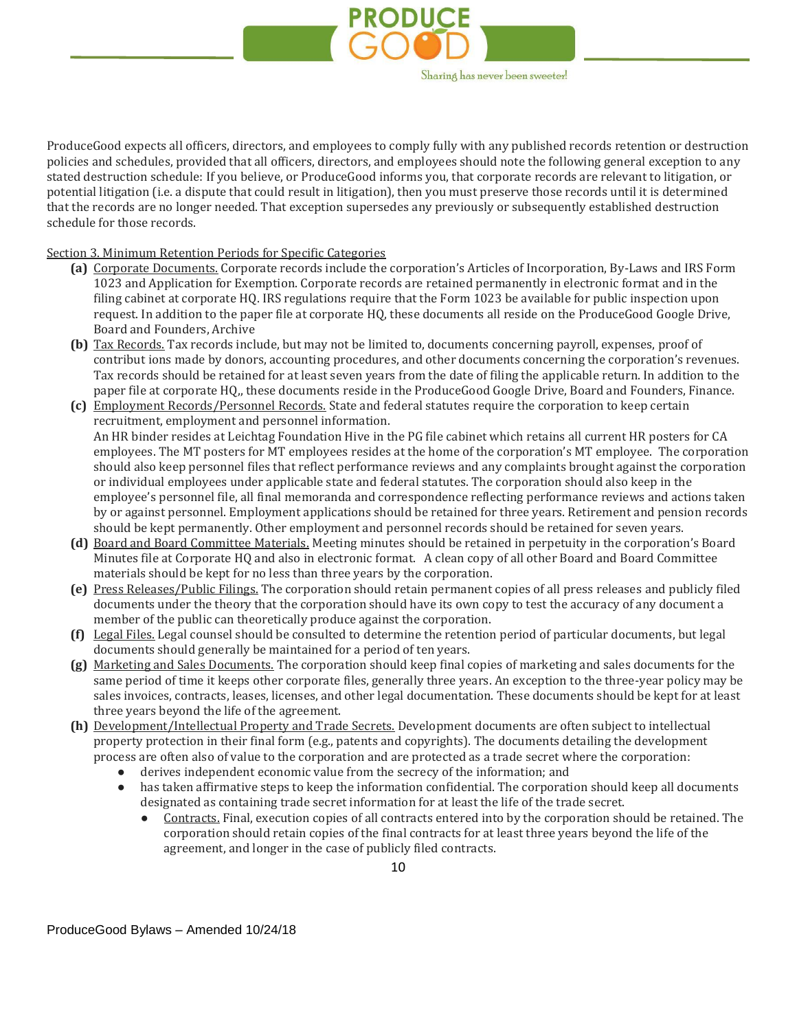ProduceGood expects all officers, directors, and employees to comply fully with any published records retention or destruction policies and schedules, provided that all officers, directors, and employees should note the following general exception to any stated destruction schedule: If you believe, or ProduceGood informs you, that corporate records are relevant to litigation, or potential litigation (i.e. a dispute that could result in litigation), then you must preserve those records until it is determined that the records are no longer needed. That exception supersedes any previously or subsequently established destruction schedule for those records.

<u>Section 3. Minimum Retention Periods for Specific Categories</u>

**(a)** <u>Corporate Documents.</u> Corporate records include the corporation's Articles of Incorporation, By-Laws and IRS Form 1023 and Application for Exemption. Corporate records are retained permanently in electronic format and in the filing cabinet at corporate HQ. IRS regulations require that the Form 1023 be available for public inspection upon request. In addition to the paper file at corporate HQ, these documents all reside on the ProduceGood Google Drive, Board and Founders, Archive

**(b)** <u>Tax Records.</u> Tax records include, but may not be limited to, documents concerning payroll, expenses, proof of contribut ions made by donors, accounting procedures, and other documents concerning the corporation's revenues. Tax records should be retained for at least seven years from the date of filing the applicable return. In addition to the paper file at corporate HQ,, these documents reside in the ProduceGood Google Drive, Board and Founders, Finance.

**(c)** <u>Employment Records/Personnel Records.</u> State and federal statutes require the corporation to keep certain recruitment, employment and personnel information.
An HR binder resides at Leichtag Foundation Hive in the PG file cabinet which retains all current HR posters for CA employees. The MT posters for MT employees resides at the home of the corporation's MT employee. The corporation should also keep personnel files that reflect performance reviews and any complaints brought against the corporation or individual employees under applicable state and federal statutes. The corporation should also keep in the employee's personnel file, all final memoranda and correspondence reflecting performance reviews and actions taken by or against personnel. Employment applications should be retained for three years. Retirement and pension records should be kept permanently. Other employment and personnel records should be retained for seven years.

**(d)** <u>Board and Board Committee Materials.</u> Meeting minutes should be retained in perpetuity in the corporation's Board Minutes file at Corporate HQ and also in electronic format. A clean copy of all other Board and Board Committee materials should be kept for no less than three years by the corporation.

**(e)** <u>Press Releases/Public Filings.</u> The corporation should retain permanent copies of all press releases and publicly filed documents under the theory that the corporation should have its own copy to test the accuracy of any document a member of the public can theoretically produce against the corporation.

**(f)** <u>Legal Files.</u> Legal counsel should be consulted to determine the retention period of particular documents, but legal documents should generally be maintained for a period of ten years.

**(g)** <u>Marketing and Sales Documents.</u> The corporation should keep final copies of marketing and sales documents for the same period of time it keeps other corporate files, generally three years. An exception to the three-year policy may be sales invoices, contracts, leases, licenses, and other legal documentation. These documents should be kept for at least three years beyond the life of the agreement.

**(h)** <u>Development/Intellectual Property and Trade Secrets.</u> Development documents are often subject to intellectual property protection in their final form (e.g., patents and copyrights). The documents detailing the development process are often also of value to the corporation and are protected as a trade secret where the corporation:

- derives independent economic value from the secrecy of the information; and
- has taken affirmative steps to keep the information confidential. The corporation should keep all documents designated as containing trade secret information for at least the life of the trade secret.
  - <u>Contracts.</u> Final, execution copies of all contracts entered into by the corporation should be retained. The corporation should retain copies of the final contracts for at least three years beyond the life of the agreement, and longer in the case of publicly filed contracts.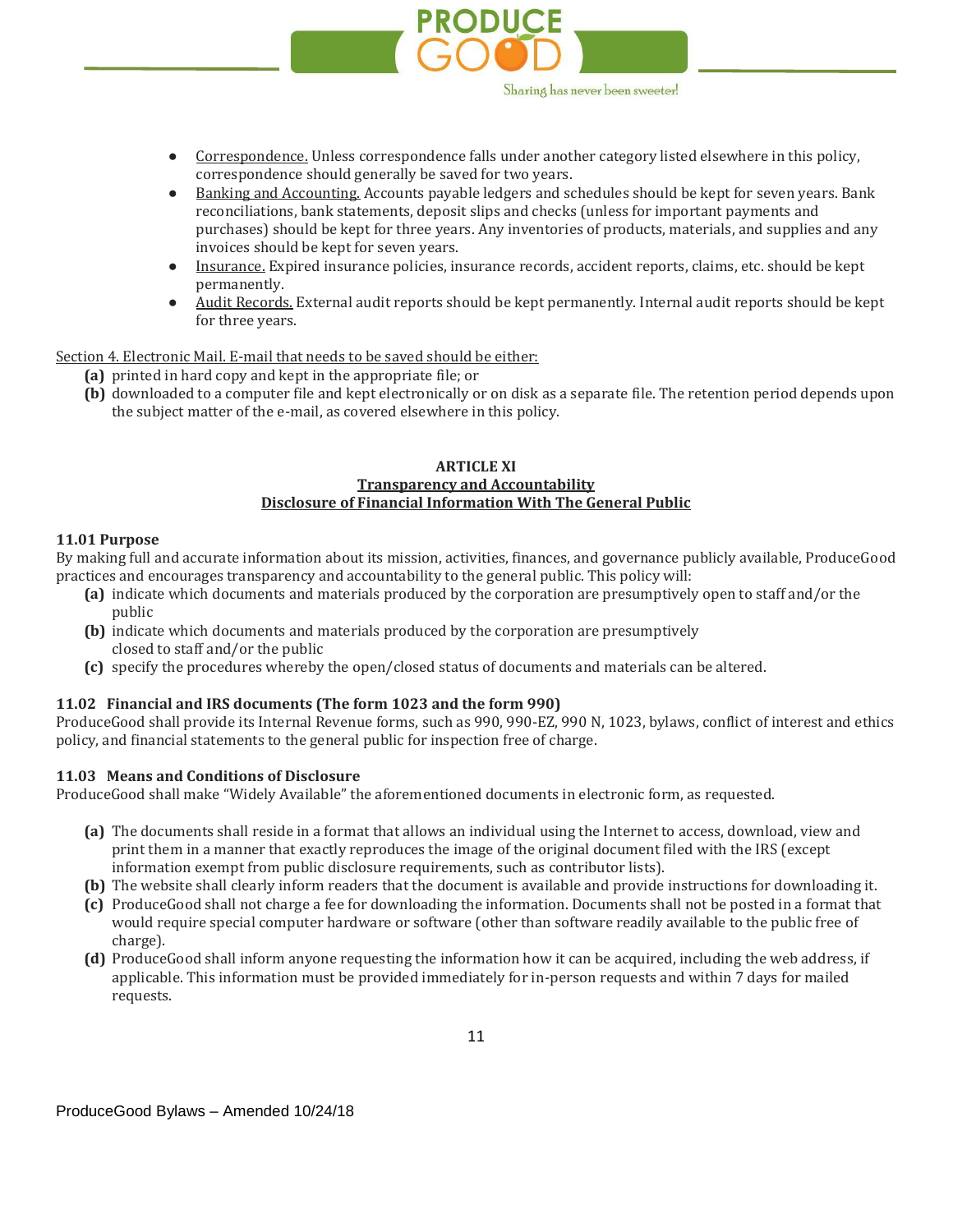- Correspondence. Unless correspondence falls under another category listed elsewhere in this policy, correspondence should generally be saved for two years.
- Banking and Accounting. Accounts payable ledgers and schedules should be kept for seven years. Bank reconciliations, bank statements, deposit slips and checks (unless for important payments and purchases) should be kept for three years. Any inventories of products, materials, and supplies and any invoices should be kept for seven years.
- Insurance. Expired insurance policies, insurance records, accident reports, claims, etc. should be kept permanently.
- Audit Records. External audit reports should be kept permanently. Internal audit reports should be kept for three years.

Section 4. Electronic Mail. E-mail that needs to be saved should be either:

- **(a)** printed in hard copy and kept in the appropriate file; or
- **(b)** downloaded to a computer file and kept electronically or on disk as a separate file. The retention period depends upon the subject matter of the e-mail, as covered elsewhere in this policy.

## ARTICLE XI
## Transparency and Accountability
## Disclosure of Financial Information With The General Public

### 11.01 Purpose

By making full and accurate information about its mission, activities, finances, and governance publicly available, ProduceGood practices and encourages transparency and accountability to the general public. This policy will:

- **(a)** indicate which documents and materials produced by the corporation are presumptively open to staff and/or the public
- **(b)** indicate which documents and materials produced by the corporation are presumptively closed to staff and/or the public
- **(c)** specify the procedures whereby the open/closed status of documents and materials can be altered.

### 11.02 Financial and IRS documents (The form 1023 and the form 990)

ProduceGood shall provide its Internal Revenue forms, such as 990, 990-EZ, 990 N, 1023, bylaws, conflict of interest and ethics policy, and financial statements to the general public for inspection free of charge.

### 11.03 Means and Conditions of Disclosure

ProduceGood shall make "Widely Available" the aforementioned documents in electronic form, as requested.

- **(a)** The documents shall reside in a format that allows an individual using the Internet to access, download, view and print them in a manner that exactly reproduces the image of the original document filed with the IRS (except information exempt from public disclosure requirements, such as contributor lists).
- **(b)** The website shall clearly inform readers that the document is available and provide instructions for downloading it.
- **(c)** ProduceGood shall not charge a fee for downloading the information. Documents shall not be posted in a format that would require special computer hardware or software (other than software readily available to the public free of charge).
- **(d)** ProduceGood shall inform anyone requesting the information how it can be acquired, including the web address, if applicable. This information must be provided immediately for in-person requests and within 7 days for mailed requests.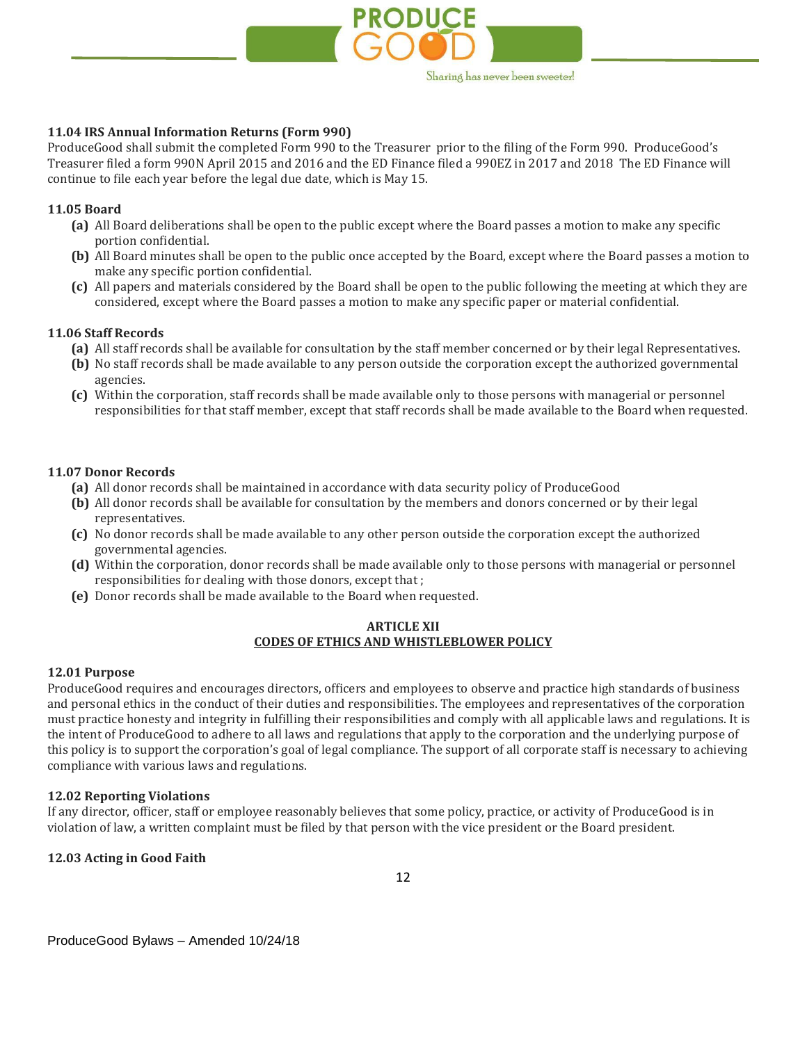### 11.04 IRS Annual Information Returns (Form 990)

ProduceGood shall submit the completed Form 990 to the Treasurer prior to the filing of the Form 990. ProduceGood's Treasurer filed a form 990N April 2015 and 2016 and the ED Finance filed a 990EZ in 2017 and 2018 The ED Finance will continue to file each year before the legal due date, which is May 15.

### 11.05 Board

- **(a)** All Board deliberations shall be open to the public except where the Board passes a motion to make any specific portion confidential.
- **(b)** All Board minutes shall be open to the public once accepted by the Board, except where the Board passes a motion to make any specific portion confidential.
- **(c)** All papers and materials considered by the Board shall be open to the public following the meeting at which they are considered, except where the Board passes a motion to make any specific paper or material confidential.

### 11.06 Staff Records

- **(a)** All staff records shall be available for consultation by the staff member concerned or by their legal Representatives.
- **(b)** No staff records shall be made available to any person outside the corporation except the authorized governmental agencies.
- **(c)** Within the corporation, staff records shall be made available only to those persons with managerial or personnel responsibilities for that staff member, except that staff records shall be made available to the Board when requested.

### 11.07 Donor Records

- **(a)** All donor records shall be maintained in accordance with data security policy of ProduceGood
- **(b)** All donor records shall be available for consultation by the members and donors concerned or by their legal representatives.
- **(c)** No donor records shall be made available to any other person outside the corporation except the authorized governmental agencies.
- **(d)** Within the corporation, donor records shall be made available only to those persons with managerial or personnel responsibilities for dealing with those donors, except that ;
- **(e)** Donor records shall be made available to the Board when requested.

## ARTICLE XII
## CODES OF ETHICS AND WHISTLEBLOWER POLICY

### 12.01 Purpose

ProduceGood requires and encourages directors, officers and employees to observe and practice high standards of business and personal ethics in the conduct of their duties and responsibilities. The employees and representatives of the corporation must practice honesty and integrity in fulfilling their responsibilities and comply with all applicable laws and regulations. It is the intent of ProduceGood to adhere to all laws and regulations that apply to the corporation and the underlying purpose of this policy is to support the corporation's goal of legal compliance. The support of all corporate staff is necessary to achieving compliance with various laws and regulations.

### 12.02 Reporting Violations

If any director, officer, staff or employee reasonably believes that some policy, practice, or activity of ProduceGood is in violation of law, a written complaint must be filed by that person with the vice president or the Board president.

### 12.03 Acting in Good Faith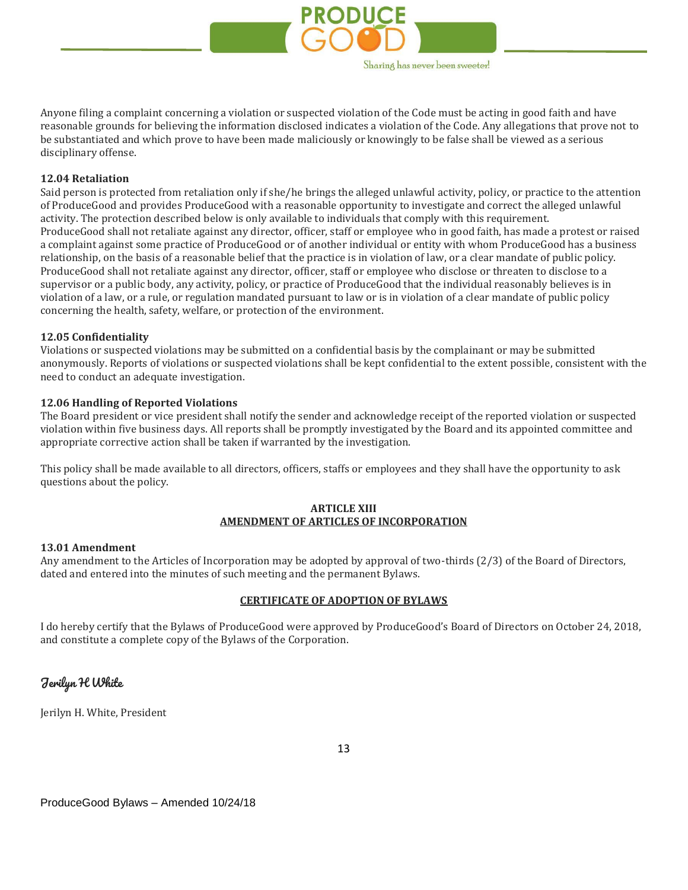Anyone filing a complaint concerning a violation or suspected violation of the Code must be acting in good faith and have reasonable grounds for believing the information disclosed indicates a violation of the Code. Any allegations that prove not to be substantiated and which prove to have been made maliciously or knowingly to be false shall be viewed as a serious disciplinary offense.

**12.04 Retaliation**

Said person is protected from retaliation only if she/he brings the alleged unlawful activity, policy, or practice to the attention of ProduceGood and provides ProduceGood with a reasonable opportunity to investigate and correct the alleged unlawful activity. The protection described below is only available to individuals that comply with this requirement.
ProduceGood shall not retaliate against any director, officer, staff or employee who in good faith, has made a protest or raised a complaint against some practice of ProduceGood or of another individual or entity with whom ProduceGood has a business relationship, on the basis of a reasonable belief that the practice is in violation of law, or a clear mandate of public policy.
ProduceGood shall not retaliate against any director, officer, staff or employee who disclose or threaten to disclose to a supervisor or a public body, any activity, policy, or practice of ProduceGood that the individual reasonably believes is in violation of a law, or a rule, or regulation mandated pursuant to law or is in violation of a clear mandate of public policy concerning the health, safety, welfare, or protection of the environment.

**12.05 Confidentiality**

Violations or suspected violations may be submitted on a confidential basis by the complainant or may be submitted anonymously. Reports of violations or suspected violations shall be kept confidential to the extent possible, consistent with the need to conduct an adequate investigation.

**12.06 Handling of Reported Violations**

The Board president or vice president shall notify the sender and acknowledge receipt of the reported violation or suspected violation within five business days. All reports shall be promptly investigated by the Board and its appointed committee and appropriate corrective action shall be taken if warranted by the investigation.

This policy shall be made available to all directors, officers, staffs or employees and they shall have the opportunity to ask questions about the policy.

## ARTICLE XIII
## AMENDMENT OF ARTICLES OF INCORPORATION

**13.01 Amendment**

Any amendment to the Articles of Incorporation may be adopted by approval of two-thirds (2/3) of the Board of Directors, dated and entered into the minutes of such meeting and the permanent Bylaws.

## CERTIFICATE OF ADOPTION OF BYLAWS

I do hereby certify that the Bylaws of ProduceGood were approved by ProduceGood's Board of Directors on October 24, 2018, and constitute a complete copy of the Bylaws of the Corporation.

*Jerilyn H White*

Jerilyn H. White, President